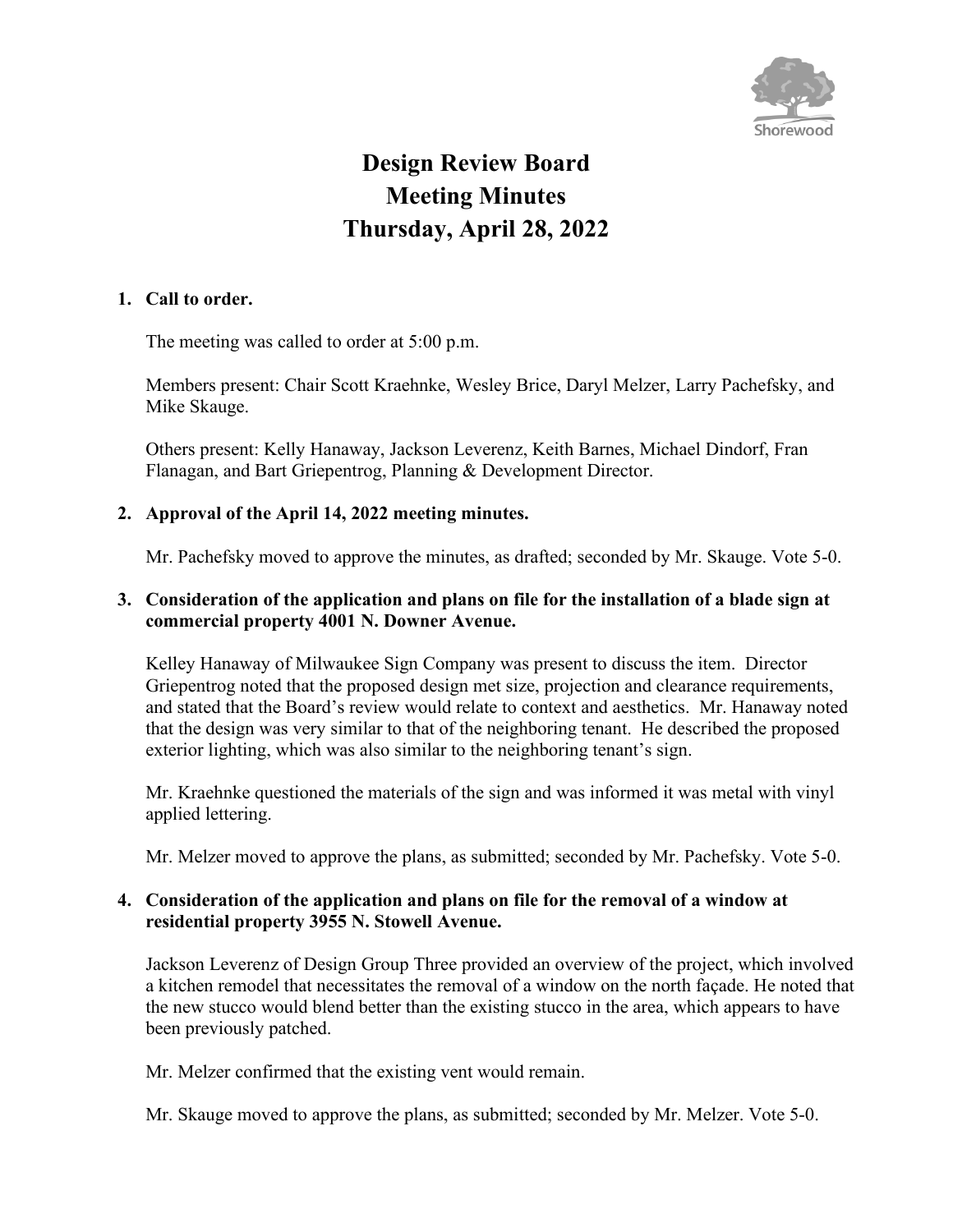# Design Review Board
# Meeting Minutes
# Thursday, April 28, 2022

**1. Call to order.**

The meeting was called to order at 5:00 p.m.

Members present: Chair Scott Kraehnke, Wesley Brice, Daryl Melzer, Larry Pachefsky, and Mike Skauge.

Others present: Kelly Hanaway, Jackson Leverenz, Keith Barnes, Michael Dindorf, Fran Flanagan, and Bart Griepentrog, Planning & Development Director.

**2. Approval of the April 14, 2022 meeting minutes.**

Mr. Pachefsky moved to approve the minutes, as drafted; seconded by Mr. Skauge. Vote 5-0.

**3. Consideration of the application and plans on file for the installation of a blade sign at commercial property 4001 N. Downer Avenue.**

Kelley Hanaway of Milwaukee Sign Company was present to discuss the item. Director Griepentrog noted that the proposed design met size, projection and clearance requirements, and stated that the Board's review would relate to context and aesthetics. Mr. Hanaway noted that the design was very similar to that of the neighboring tenant. He described the proposed exterior lighting, which was also similar to the neighboring tenant's sign.

Mr. Kraehnke questioned the materials of the sign and was informed it was metal with vinyl applied lettering.

Mr. Melzer moved to approve the plans, as submitted; seconded by Mr. Pachefsky. Vote 5-0.

**4. Consideration of the application and plans on file for the removal of a window at residential property 3955 N. Stowell Avenue.**

Jackson Leverenz of Design Group Three provided an overview of the project, which involved a kitchen remodel that necessitates the removal of a window on the north façade. He noted that the new stucco would blend better than the existing stucco in the area, which appears to have been previously patched.

Mr. Melzer confirmed that the existing vent would remain.

Mr. Skauge moved to approve the plans, as submitted; seconded by Mr. Melzer. Vote 5-0.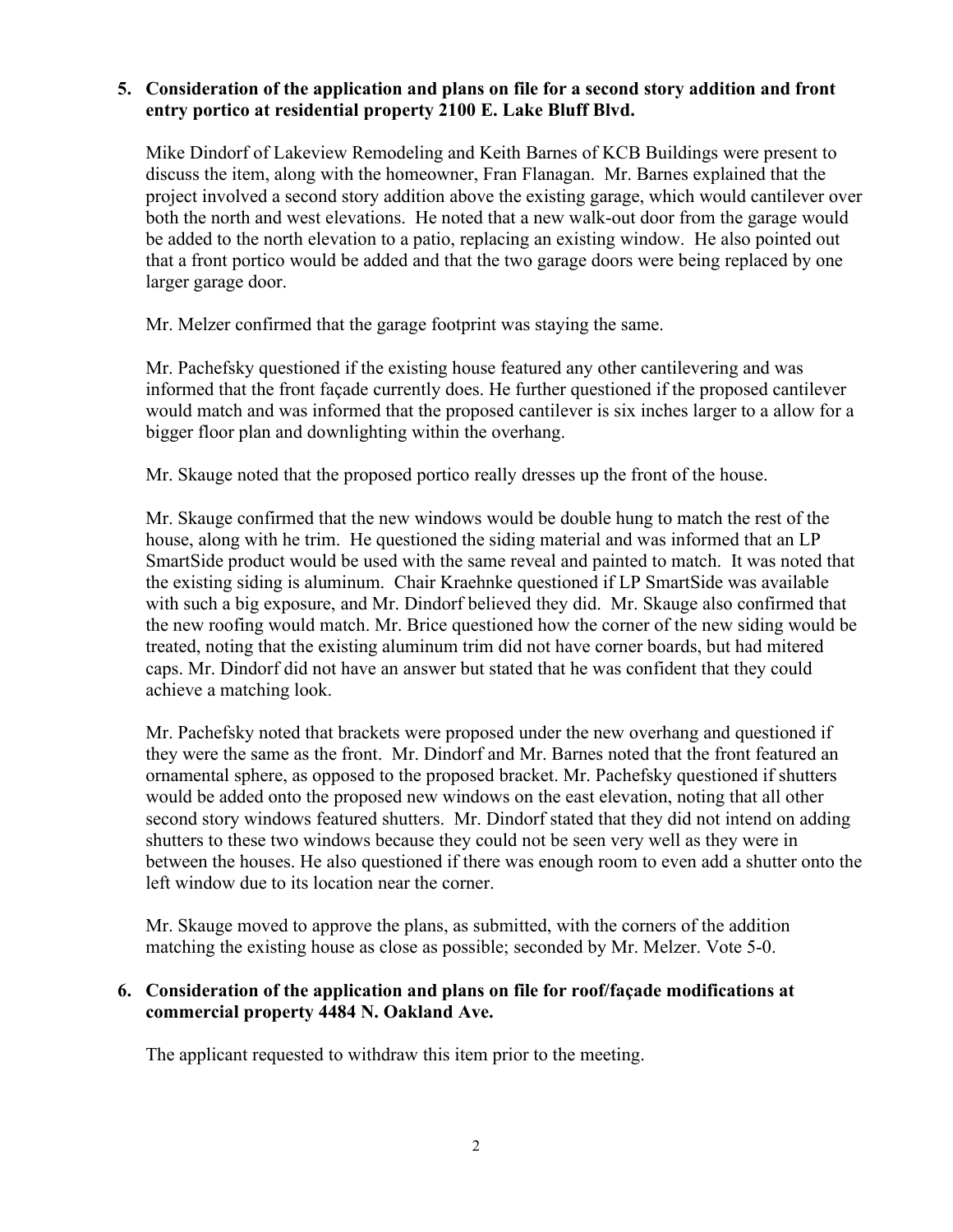**5. Consideration of the application and plans on file for a second story addition and front entry portico at residential property 2100 E. Lake Bluff Blvd.**

Mike Dindorf of Lakeview Remodeling and Keith Barnes of KCB Buildings were present to discuss the item, along with the homeowner, Fran Flanagan. Mr. Barnes explained that the project involved a second story addition above the existing garage, which would cantilever over both the north and west elevations. He noted that a new walk-out door from the garage would be added to the north elevation to a patio, replacing an existing window. He also pointed out that a front portico would be added and that the two garage doors were being replaced by one larger garage door.

Mr. Melzer confirmed that the garage footprint was staying the same.

Mr. Pachefsky questioned if the existing house featured any other cantilevering and was informed that the front façade currently does. He further questioned if the proposed cantilever would match and was informed that the proposed cantilever is six inches larger to a allow for a bigger floor plan and downlighting within the overhang.

Mr. Skauge noted that the proposed portico really dresses up the front of the house.

Mr. Skauge confirmed that the new windows would be double hung to match the rest of the house, along with he trim. He questioned the siding material and was informed that an LP SmartSide product would be used with the same reveal and painted to match. It was noted that the existing siding is aluminum. Chair Kraehnke questioned if LP SmartSide was available with such a big exposure, and Mr. Dindorf believed they did. Mr. Skauge also confirmed that the new roofing would match. Mr. Brice questioned how the corner of the new siding would be treated, noting that the existing aluminum trim did not have corner boards, but had mitered caps. Mr. Dindorf did not have an answer but stated that he was confident that they could achieve a matching look.

Mr. Pachefsky noted that brackets were proposed under the new overhang and questioned if they were the same as the front. Mr. Dindorf and Mr. Barnes noted that the front featured an ornamental sphere, as opposed to the proposed bracket. Mr. Pachefsky questioned if shutters would be added onto the proposed new windows on the east elevation, noting that all other second story windows featured shutters. Mr. Dindorf stated that they did not intend on adding shutters to these two windows because they could not be seen very well as they were in between the houses. He also questioned if there was enough room to even add a shutter onto the left window due to its location near the corner.

Mr. Skauge moved to approve the plans, as submitted, with the corners of the addition matching the existing house as close as possible; seconded by Mr. Melzer. Vote 5-0.

**6. Consideration of the application and plans on file for roof/façade modifications at commercial property 4484 N. Oakland Ave.**

The applicant requested to withdraw this item prior to the meeting.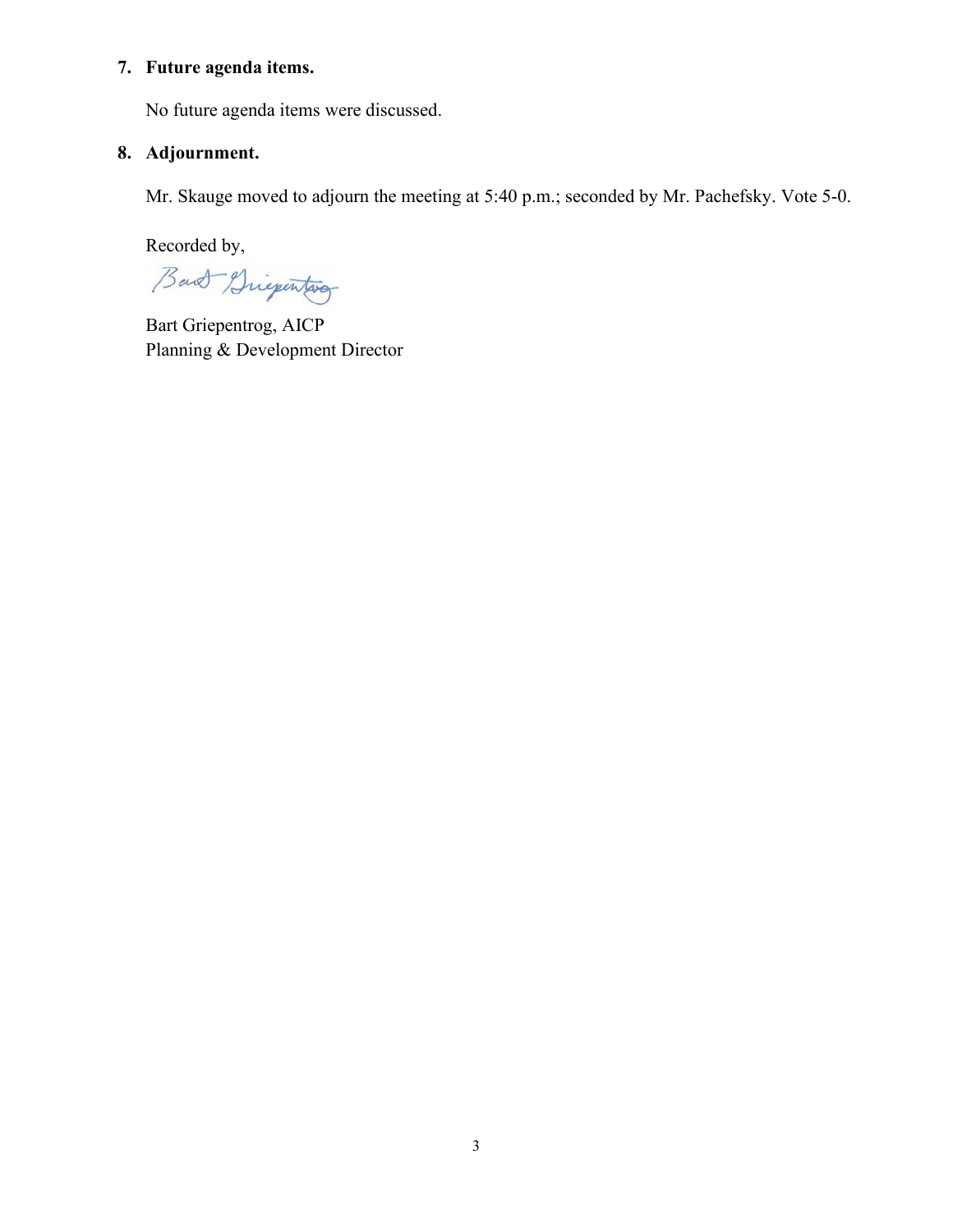7. **Future agenda items.**

   No future agenda items were discussed.

8. **Adjournment.**

   Mr. Skauge moved to adjourn the meeting at 5:40 p.m.; seconded by Mr. Pachefsky. Vote 5-0.

   Recorded by,

   Bart Griepentrog, AICP
   Planning & Development Director